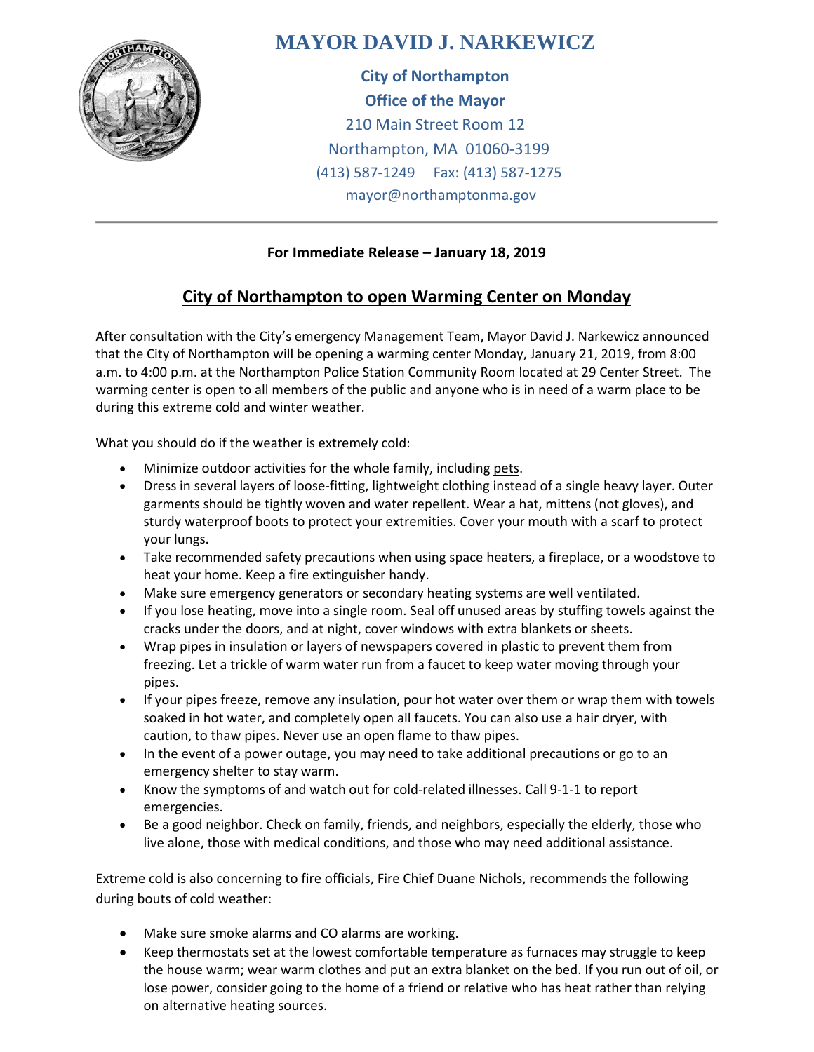# MAYOR DAVID J. NARKEWICZ

**City of Northampton**
**Office of the Mayor**
210 Main Street Room 12
Northampton, MA 01060-3199
(413) 587-1249 Fax: (413) 587-1275
mayor@northamptonma.gov

---

**For Immediate Release – January 18, 2019**

## City of Northampton to open Warming Center on Monday

After consultation with the City's emergency Management Team, Mayor David J. Narkewicz announced that the City of Northampton will be opening a warming center Monday, January 21, 2019, from 8:00 a.m. to 4:00 p.m. at the Northampton Police Station Community Room located at 29 Center Street. The warming center is open to all members of the public and anyone who is in need of a warm place to be during this extreme cold and winter weather.

What you should do if the weather is extremely cold:

- Minimize outdoor activities for the whole family, including pets.
- Dress in several layers of loose-fitting, lightweight clothing instead of a single heavy layer. Outer garments should be tightly woven and water repellent. Wear a hat, mittens (not gloves), and sturdy waterproof boots to protect your extremities. Cover your mouth with a scarf to protect your lungs.
- Take recommended safety precautions when using space heaters, a fireplace, or a woodstove to heat your home. Keep a fire extinguisher handy.
- Make sure emergency generators or secondary heating systems are well ventilated.
- If you lose heating, move into a single room. Seal off unused areas by stuffing towels against the cracks under the doors, and at night, cover windows with extra blankets or sheets.
- Wrap pipes in insulation or layers of newspapers covered in plastic to prevent them from freezing. Let a trickle of warm water run from a faucet to keep water moving through your pipes.
- If your pipes freeze, remove any insulation, pour hot water over them or wrap them with towels soaked in hot water, and completely open all faucets. You can also use a hair dryer, with caution, to thaw pipes. Never use an open flame to thaw pipes.
- In the event of a power outage, you may need to take additional precautions or go to an emergency shelter to stay warm.
- Know the symptoms of and watch out for cold-related illnesses. Call 9-1-1 to report emergencies.
- Be a good neighbor. Check on family, friends, and neighbors, especially the elderly, those who live alone, those with medical conditions, and those who may need additional assistance.

Extreme cold is also concerning to fire officials, Fire Chief Duane Nichols, recommends the following during bouts of cold weather:

- Make sure smoke alarms and CO alarms are working.
- Keep thermostats set at the lowest comfortable temperature as furnaces may struggle to keep the house warm; wear warm clothes and put an extra blanket on the bed. If you run out of oil, or lose power, consider going to the home of a friend or relative who has heat rather than relying on alternative heating sources.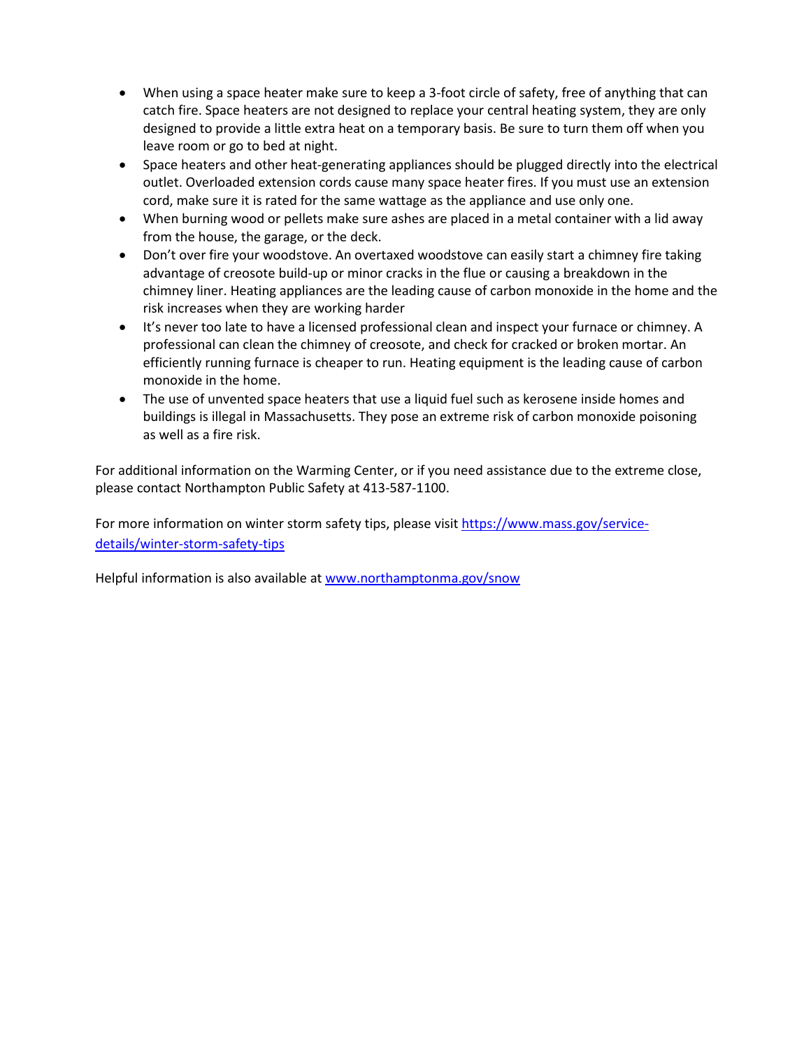- When using a space heater make sure to keep a 3-foot circle of safety, free of anything that can catch fire. Space heaters are not designed to replace your central heating system, they are only designed to provide a little extra heat on a temporary basis. Be sure to turn them off when you leave room or go to bed at night.
- Space heaters and other heat-generating appliances should be plugged directly into the electrical outlet. Overloaded extension cords cause many space heater fires. If you must use an extension cord, make sure it is rated for the same wattage as the appliance and use only one.
- When burning wood or pellets make sure ashes are placed in a metal container with a lid away from the house, the garage, or the deck.
- Don't over fire your woodstove. An overtaxed woodstove can easily start a chimney fire taking advantage of creosote build-up or minor cracks in the flue or causing a breakdown in the chimney liner. Heating appliances are the leading cause of carbon monoxide in the home and the risk increases when they are working harder
- It's never too late to have a licensed professional clean and inspect your furnace or chimney. A professional can clean the chimney of creosote, and check for cracked or broken mortar. An efficiently running furnace is cheaper to run. Heating equipment is the leading cause of carbon monoxide in the home.
- The use of unvented space heaters that use a liquid fuel such as kerosene inside homes and buildings is illegal in Massachusetts. They pose an extreme risk of carbon monoxide poisoning as well as a fire risk.

For additional information on the Warming Center, or if you need assistance due to the extreme close, please contact Northampton Public Safety at 413-587-1100.

For more information on winter storm safety tips, please visit [https://www.mass.gov/service-details/winter-storm-safety-tips](https://www.mass.gov/service-details/winter-storm-safety-tips)

Helpful information is also available at [www.northamptonma.gov/snow](http://www.northamptonma.gov/snow)